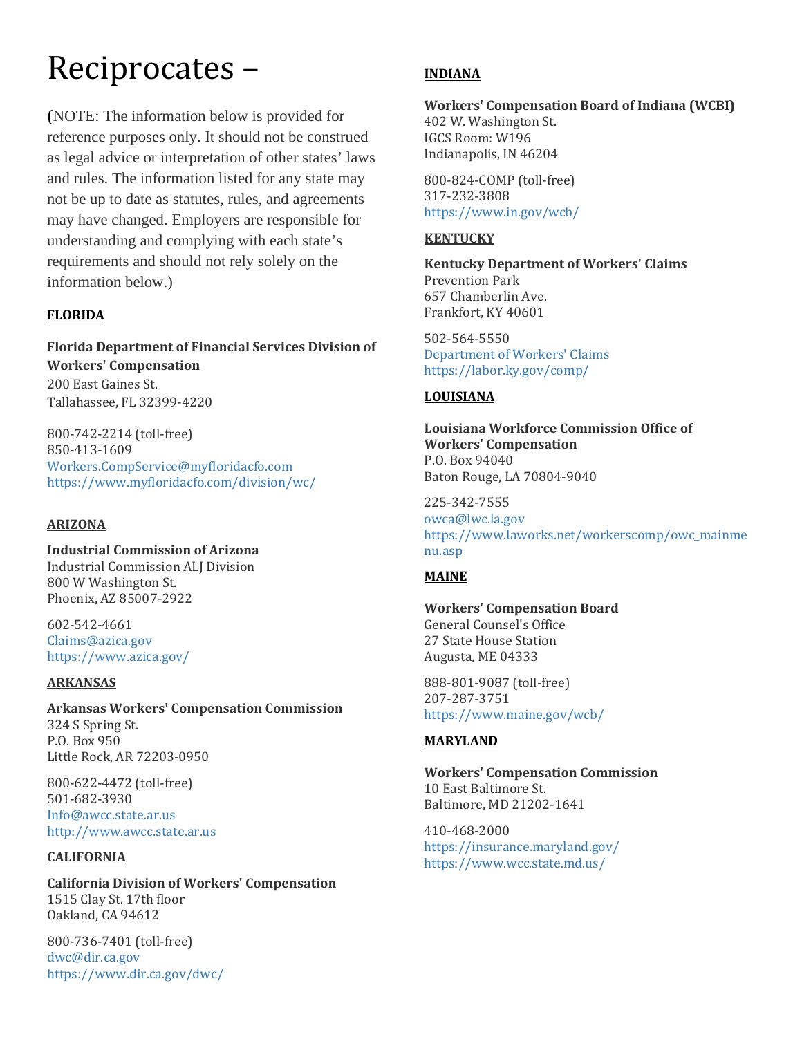# Reciprocates –

(NOTE: The information below is provided for reference purposes only. It should not be construed as legal advice or interpretation of other states' laws and rules. The information listed for any state may not be up to date as statutes, rules, and agreements may have changed. Employers are responsible for understanding and complying with each state's requirements and should not rely solely on the information below.)

## FLORIDA

**Florida Department of Financial Services Division of Workers' Compensation**
200 East Gaines St.
Tallahassee, FL 32399-4220

800-742-2214 (toll-free)
850-413-1609
Workers.CompService@myfloridacfo.com
https://www.myfloridacfo.com/division/wc/

## ARIZONA

**Industrial Commission of Arizona**
Industrial Commission ALJ Division
800 W Washington St.
Phoenix, AZ 85007-2922

602-542-4661
Claims@azica.gov
https://www.azica.gov/

## ARKANSAS

**Arkansas Workers' Compensation Commission**
324 S Spring St.
P.O. Box 950
Little Rock, AR 72203-0950

800-622-4472 (toll-free)
501-682-3930
Info@awcc.state.ar.us
http://www.awcc.state.ar.us

## CALIFORNIA

**California Division of Workers' Compensation**
1515 Clay St. 17th floor
Oakland, CA 94612

800-736-7401 (toll-free)
dwc@dir.ca.gov
https://www.dir.ca.gov/dwc/

## INDIANA

**Workers' Compensation Board of Indiana (WCBI)**
402 W. Washington St.
IGCS Room: W196
Indianapolis, IN 46204

800-824-COMP (toll-free)
317-232-3808
https://www.in.gov/wcb/

## KENTUCKY

**Kentucky Department of Workers' Claims**
Prevention Park
657 Chamberlin Ave.
Frankfort, KY 40601

502-564-5550
Department of Workers' Claims
https://labor.ky.gov/comp/

## LOUISIANA

**Louisiana Workforce Commission Office of Workers' Compensation**
P.O. Box 94040
Baton Rouge, LA 70804-9040

225-342-7555
owca@lwc.la.gov
https://www.laworks.net/workerscomp/owc_mainmenu.asp

## MAINE

**Workers' Compensation Board**
General Counsel's Office
27 State House Station
Augusta, ME 04333

888-801-9087 (toll-free)
207-287-3751
https://www.maine.gov/wcb/

## MARYLAND

**Workers' Compensation Commission**
10 East Baltimore St.
Baltimore, MD 21202-1641

410-468-2000
https://insurance.maryland.gov/
https://www.wcc.state.md.us/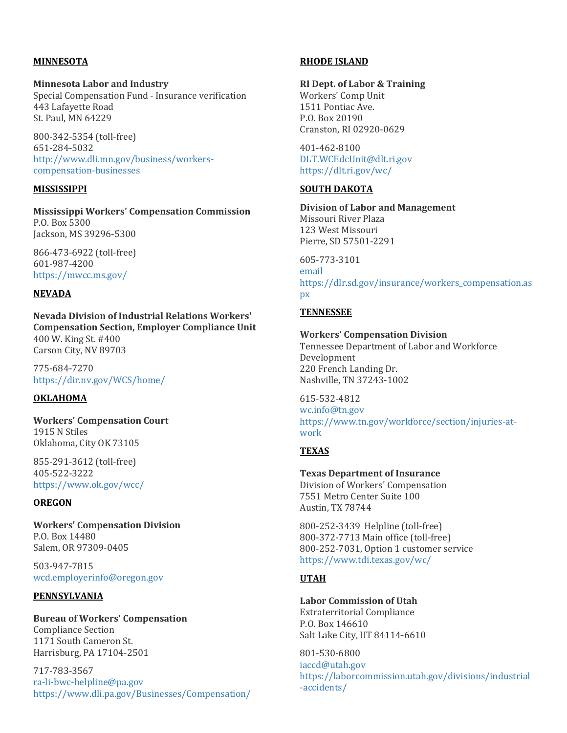## MINNESOTA

**Minnesota Labor and Industry**
Special Compensation Fund - Insurance verification
443 Lafayette Road
St. Paul, MN 64229

800-342-5354 (toll-free)
651-284-5032
http://www.dli.mn.gov/business/workers-compensation-businesses

## MISSISSIPPI

**Mississippi Workers' Compensation Commission**
P.O. Box 5300
Jackson, MS 39296-5300

866-473-6922 (toll-free)
601-987-4200
https://mwcc.ms.gov/

## NEVADA

**Nevada Division of Industrial Relations Workers' Compensation Section, Employer Compliance Unit**
400 W. King St. #400
Carson City, NV 89703

775-684-7270
https://dir.nv.gov/WCS/home/

## OKLAHOMA

**Workers' Compensation Court**
1915 N Stiles
Oklahoma, City OK 73105

855-291-3612 (toll-free)
405-522-3222
https://www.ok.gov/wcc/

## OREGON

**Workers' Compensation Division**
P.O. Box 14480
Salem, OR 97309-0405

503-947-7815
wcd.employerinfo@oregon.gov

## PENNSYLVANIA

**Bureau of Workers' Compensation**
Compliance Section
1171 South Cameron St.
Harrisburg, PA 17104-2501

717-783-3567
ra-li-bwc-helpline@pa.gov
https://www.dli.pa.gov/Businesses/Compensation/

## RHODE ISLAND

**RI Dept. of Labor & Training**
Workers' Comp Unit
1511 Pontiac Ave.
P.O. Box 20190
Cranston, RI 02920-0629

401-462-8100
DLT.WCEdcUnit@dlt.ri.gov
https://dlt.ri.gov/wc/

## SOUTH DAKOTA

**Division of Labor and Management**
Missouri River Plaza
123 West Missouri
Pierre, SD 57501-2291

605-773-3101
email
https://dlr.sd.gov/insurance/workers_compensation.aspx

## TENNESSEE

**Workers' Compensation Division**
Tennessee Department of Labor and Workforce Development
220 French Landing Dr.
Nashville, TN 37243-1002

615-532-4812
wc.info@tn.gov
https://www.tn.gov/workforce/section/injuries-at-work

## TEXAS

**Texas Department of Insurance**
Division of Workers' Compensation
7551 Metro Center Suite 100
Austin, TX 78744

800-252-3439 Helpline (toll-free)
800-372-7713 Main office (toll-free)
800-252-7031, Option 1 customer service
https://www.tdi.texas.gov/wc/

## UTAH

**Labor Commission of Utah**
Extraterritorial Compliance
P.O. Box 146610
Salt Lake City, UT 84114-6610

801-530-6800
iaccd@utah.gov
https://laborcommission.utah.gov/divisions/industrial-accidents/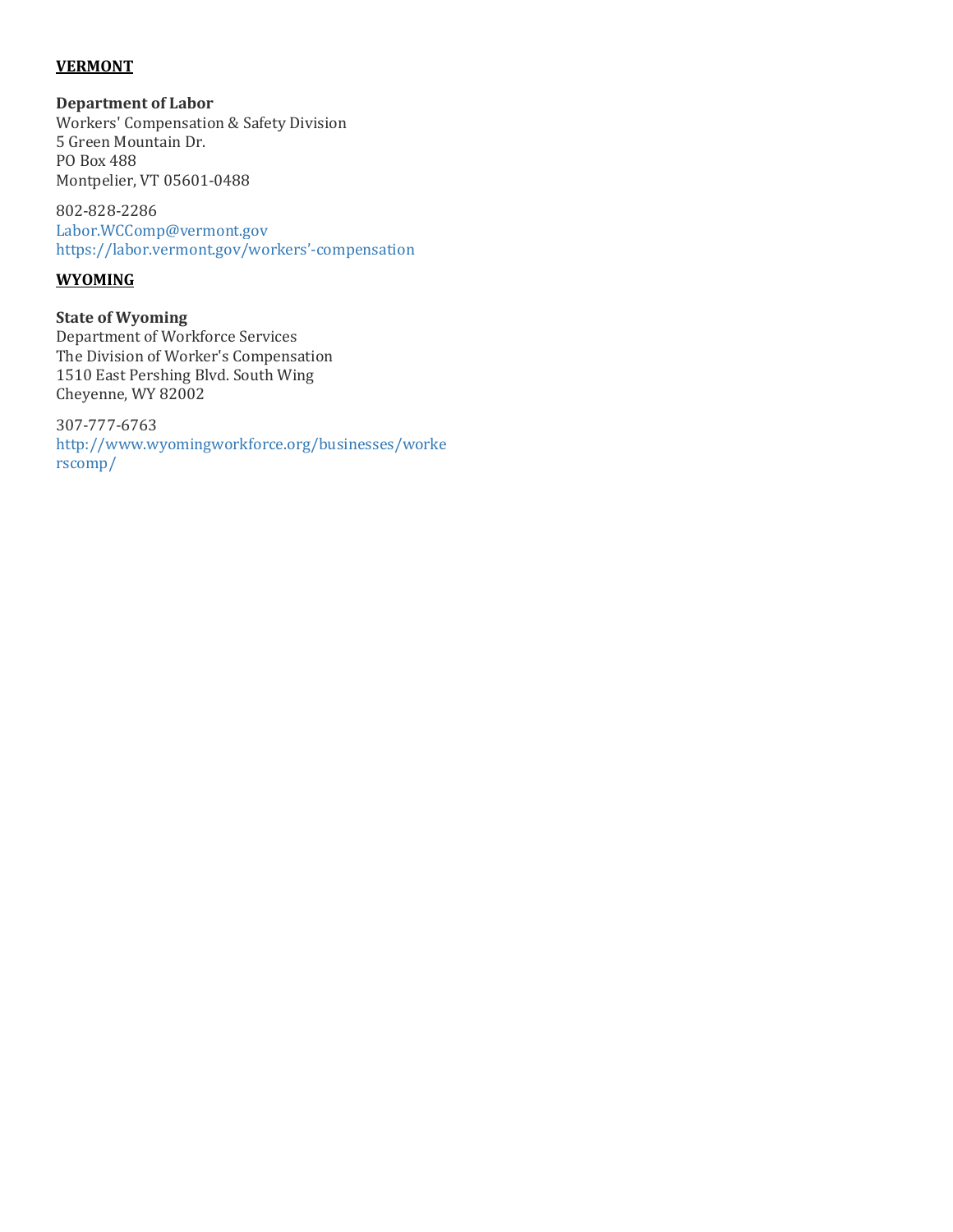**VERMONT**

**Department of Labor**
Workers' Compensation & Safety Division
5 Green Mountain Dr.
PO Box 488
Montpelier, VT 05601-0488

802-828-2286
Labor.WCComp@vermont.gov
https://labor.vermont.gov/workers'-compensation

**WYOMING**

**State of Wyoming**
Department of Workforce Services
The Division of Worker's Compensation
1510 East Pershing Blvd. South Wing
Cheyenne, WY 82002

307-777-6763
http://www.wyomingworkforce.org/businesses/workerscomp/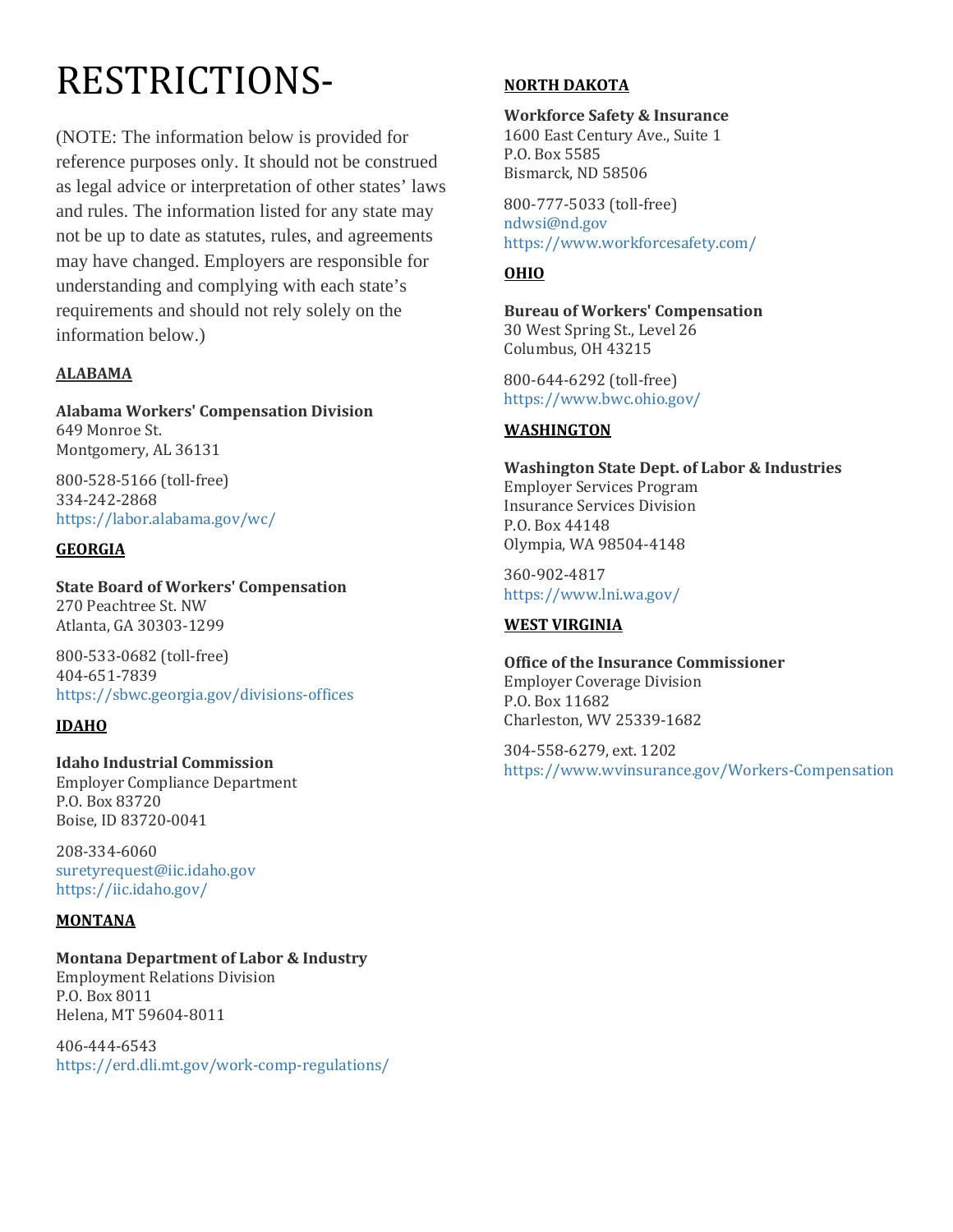# RESTRICTIONS-

(NOTE: The information below is provided for reference purposes only. It should not be construed as legal advice or interpretation of other states' laws and rules. The information listed for any state may not be up to date as statutes, rules, and agreements may have changed. Employers are responsible for understanding and complying with each state's requirements and should not rely solely on the information below.)

**ALABAMA**

**Alabama Workers' Compensation Division**
649 Monroe St.
Montgomery, AL 36131

800-528-5166 (toll-free)
334-242-2868
https://labor.alabama.gov/wc/

**GEORGIA**

**State Board of Workers' Compensation**
270 Peachtree St. NW
Atlanta, GA 30303-1299

800-533-0682 (toll-free)
404-651-7839
https://sbwc.georgia.gov/divisions-offices

**IDAHO**

**Idaho Industrial Commission**
Employer Compliance Department
P.O. Box 83720
Boise, ID 83720-0041

208-334-6060
suretyrequest@iic.idaho.gov
https://iic.idaho.gov/

**MONTANA**

**Montana Department of Labor & Industry**
Employment Relations Division
P.O. Box 8011
Helena, MT 59604-8011

406-444-6543
https://erd.dli.mt.gov/work-comp-regulations/

**NORTH DAKOTA**

**Workforce Safety & Insurance**
1600 East Century Ave., Suite 1
P.O. Box 5585
Bismarck, ND 58506

800-777-5033 (toll-free)
ndwsi@nd.gov
https://www.workforcesafety.com/

**OHIO**

**Bureau of Workers' Compensation**
30 West Spring St., Level 26
Columbus, OH 43215

800-644-6292 (toll-free)
https://www.bwc.ohio.gov/

**WASHINGTON**

**Washington State Dept. of Labor & Industries**
Employer Services Program
Insurance Services Division
P.O. Box 44148
Olympia, WA 98504-4148

360-902-4817
https://www.lni.wa.gov/

**WEST VIRGINIA**

**Office of the Insurance Commissioner**
Employer Coverage Division
P.O. Box 11682
Charleston, WV 25339-1682

304-558-6279, ext. 1202
https://www.wvinsurance.gov/Workers-Compensation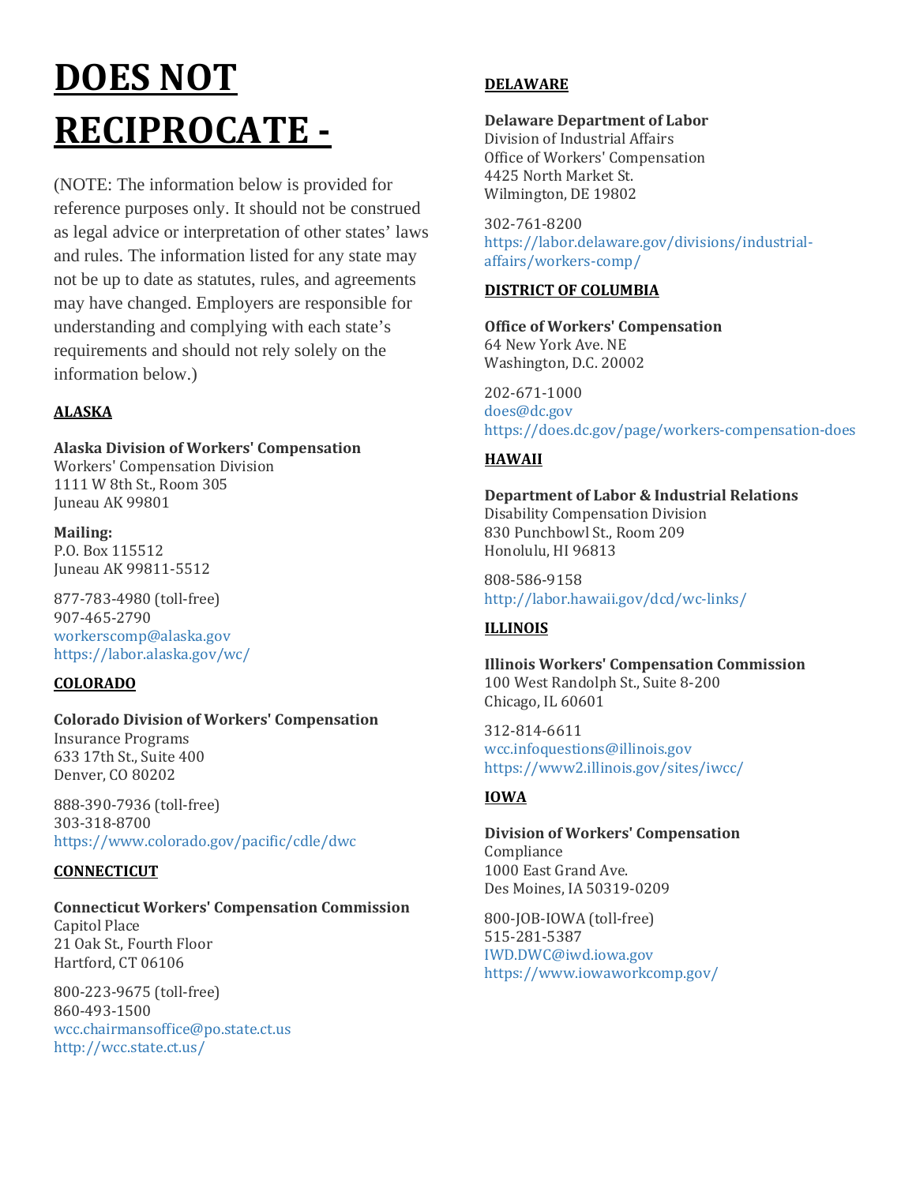# DOES NOT RECIPROCATE -

(NOTE: The information below is provided for reference purposes only. It should not be construed as legal advice or interpretation of other states' laws and rules. The information listed for any state may not be up to date as statutes, rules, and agreements may have changed. Employers are responsible for understanding and complying with each state's requirements and should not rely solely on the information below.)

## ALASKA

**Alaska Division of Workers' Compensation**
Workers' Compensation Division
1111 W 8th St., Room 305
Juneau AK 99801

**Mailing:**
P.O. Box 115512
Juneau AK 99811-5512

877-783-4980 (toll-free)
907-465-2790
workerscomp@alaska.gov
https://labor.alaska.gov/wc/

## COLORADO

**Colorado Division of Workers' Compensation**
Insurance Programs
633 17th St., Suite 400
Denver, CO 80202

888-390-7936 (toll-free)
303-318-8700
https://www.colorado.gov/pacific/cdle/dwc

## CONNECTICUT

**Connecticut Workers' Compensation Commission**
Capitol Place
21 Oak St., Fourth Floor
Hartford, CT 06106

800-223-9675 (toll-free)
860-493-1500
wcc.chairmansoffice@po.state.ct.us
http://wcc.state.ct.us/

## DELAWARE

**Delaware Department of Labor**
Division of Industrial Affairs
Office of Workers' Compensation
4425 North Market St.
Wilmington, DE 19802

302-761-8200
https://labor.delaware.gov/divisions/industrial-affairs/workers-comp/

## DISTRICT OF COLUMBIA

**Office of Workers' Compensation**
64 New York Ave. NE
Washington, D.C. 20002

202-671-1000
does@dc.gov
https://does.dc.gov/page/workers-compensation-does

## HAWAII

**Department of Labor & Industrial Relations**
Disability Compensation Division
830 Punchbowl St., Room 209
Honolulu, HI 96813

808-586-9158
http://labor.hawaii.gov/dcd/wc-links/

## ILLINOIS

**Illinois Workers' Compensation Commission**
100 West Randolph St., Suite 8-200
Chicago, IL 60601

312-814-6611
wcc.infoquestions@illinois.gov
https://www2.illinois.gov/sites/iwcc/

## IOWA

**Division of Workers' Compensation**
Compliance
1000 East Grand Ave.
Des Moines, IA 50319-0209

800-JOB-IOWA (toll-free)
515-281-5387
IWD.DWC@iwd.iowa.gov
https://www.iowaworkcomp.gov/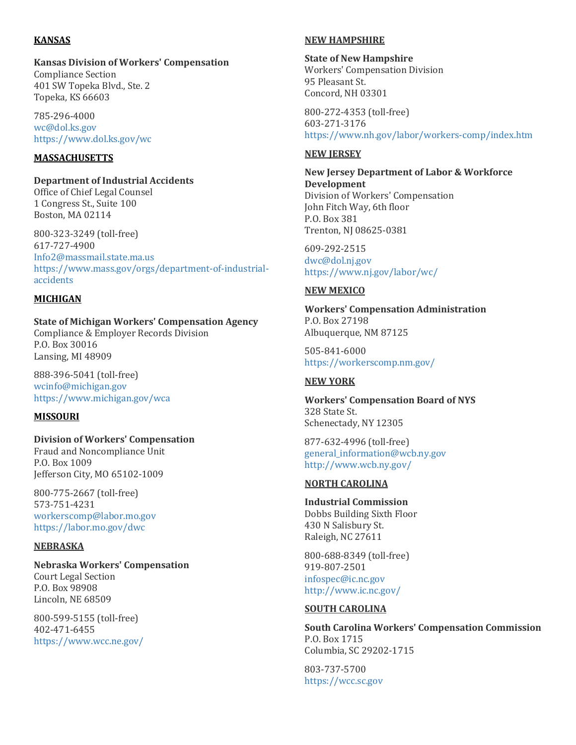**KANSAS**

**Kansas Division of Workers' Compensation**
Compliance Section
401 SW Topeka Blvd., Ste. 2
Topeka, KS 66603

785-296-4000
wc@dol.ks.gov
https://www.dol.ks.gov/wc

**MASSACHUSETTS**

**Department of Industrial Accidents**
Office of Chief Legal Counsel
1 Congress St., Suite 100
Boston, MA 02114

800-323-3249 (toll-free)
617-727-4900
Info2@massmail.state.ma.us
https://www.mass.gov/orgs/department-of-industrial-accidents

**MICHIGAN**

**State of Michigan Workers' Compensation Agency**
Compliance & Employer Records Division
P.O. Box 30016
Lansing, MI 48909

888-396-5041 (toll-free)
wcinfo@michigan.gov
https://www.michigan.gov/wca

**MISSOURI**

**Division of Workers' Compensation**
Fraud and Noncompliance Unit
P.O. Box 1009
Jefferson City, MO 65102-1009

800-775-2667 (toll-free)
573-751-4231
workerscomp@labor.mo.gov
https://labor.mo.gov/dwc

**NEBRASKA**

**Nebraska Workers' Compensation**
Court Legal Section
P.O. Box 98908
Lincoln, NE 68509

800-599-5155 (toll-free)
402-471-6455
https://www.wcc.ne.gov/

**NEW HAMPSHIRE**

**State of New Hampshire**
Workers' Compensation Division
95 Pleasant St.
Concord, NH 03301

800-272-4353 (toll-free)
603-271-3176
https://www.nh.gov/labor/workers-comp/index.htm

**NEW JERSEY**

**New Jersey Department of Labor & Workforce Development**
Division of Workers' Compensation
John Fitch Way, 6th floor
P.O. Box 381
Trenton, NJ 08625-0381

609-292-2515
dwc@dol.nj.gov
https://www.nj.gov/labor/wc/

**NEW MEXICO**

**Workers' Compensation Administration**
P.O. Box 27198
Albuquerque, NM 87125

505-841-6000
https://workerscomp.nm.gov/

**NEW YORK**

**Workers' Compensation Board of NYS**
328 State St.
Schenectady, NY 12305

877-632-4996 (toll-free)
general_information@wcb.ny.gov
http://www.wcb.ny.gov/

**NORTH CAROLINA**

**Industrial Commission**
Dobbs Building Sixth Floor
430 N Salisbury St.
Raleigh, NC 27611

800-688-8349 (toll-free)
919-807-2501
infospec@ic.nc.gov
http://www.ic.nc.gov/

**SOUTH CAROLINA**

**South Carolina Workers' Compensation Commission**
P.O. Box 1715
Columbia, SC 29202-1715

803-737-5700
https://wcc.sc.gov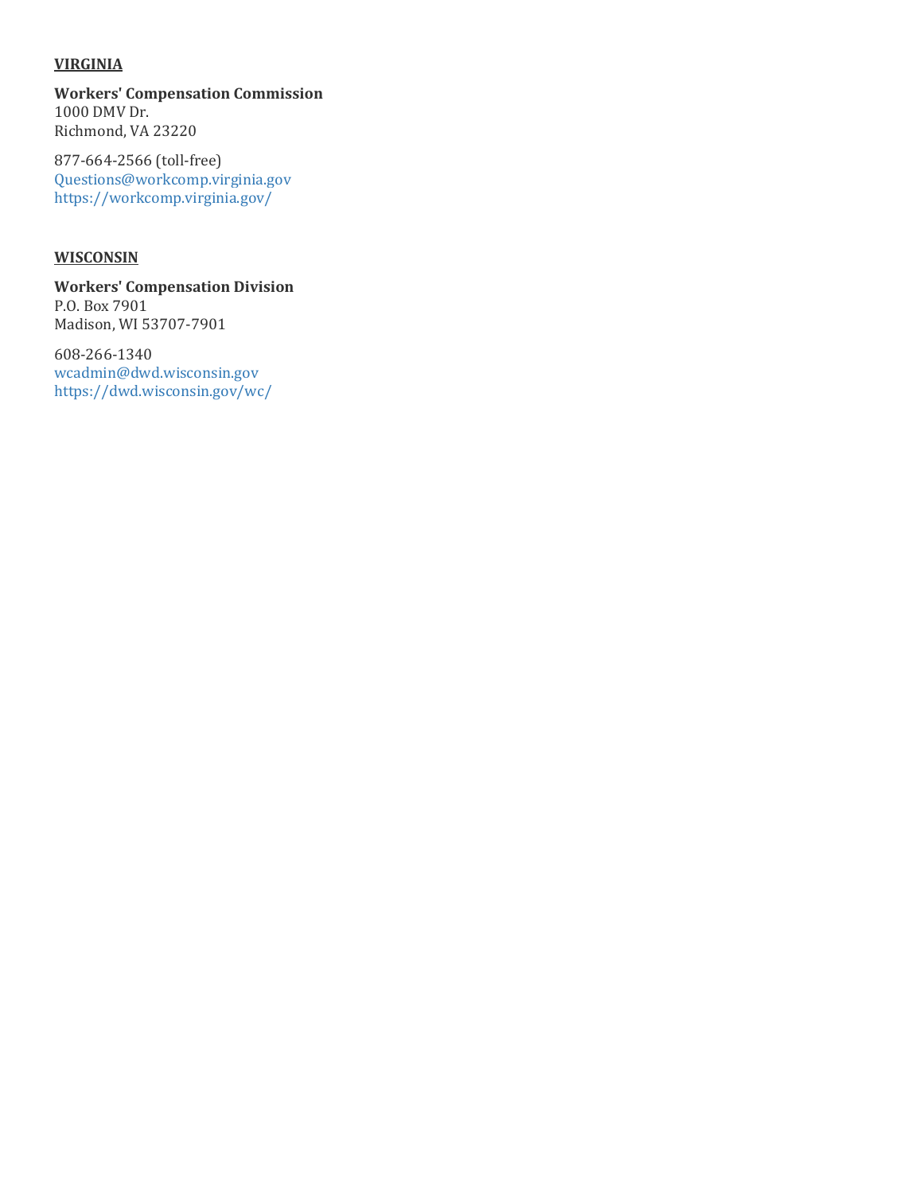**VIRGINIA**

**Workers' Compensation Commission**
1000 DMV Dr.
Richmond, VA 23220

877-664-2566 (toll-free)
Questions@workcomp.virginia.gov
https://workcomp.virginia.gov/

**WISCONSIN**

**Workers' Compensation Division**
P.O. Box 7901
Madison, WI 53707-7901

608-266-1340
wcadmin@dwd.wisconsin.gov
https://dwd.wisconsin.gov/wc/